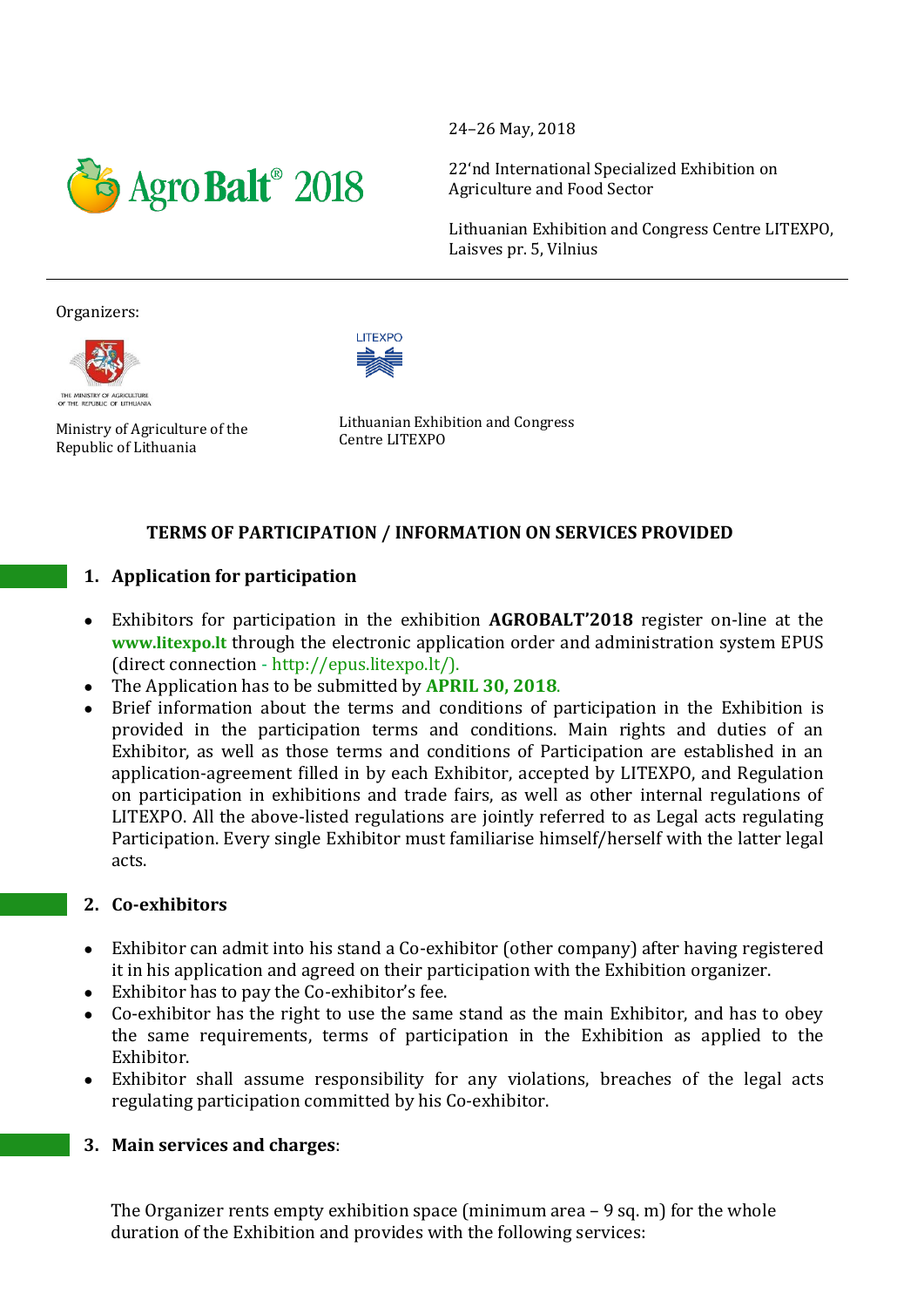AgroBalt® 2018

24–26 May, 2018

22'nd International Specialized Exhibition on Agriculture and Food Sector

Lithuanian Exhibition and Congress Centre LITEXPO, Laisves pr. 5, Vilnius

Organizers:

Ministry of Agriculture of the Republic of Lithuania

Lithuanian Exhibition and Congress Centre LITEXPO

## TERMS OF PARTICIPATION / INFORMATION ON SERVICES PROVIDED

### 1. Application for participation

- Exhibitors for participation in the exhibition **AGROBALT'2018** register on-line at the **www.litexpo.lt** through the electronic application order and administration system EPUS (direct connection - http://epus.litexpo.lt/).
- The Application has to be submitted by **APRIL 30, 2018**.
- Brief information about the terms and conditions of participation in the Exhibition is provided in the participation terms and conditions. Main rights and duties of an Exhibitor, as well as those terms and conditions of Participation are established in an application-agreement filled in by each Exhibitor, accepted by LITEXPO, and Regulation on participation in exhibitions and trade fairs, as well as other internal regulations of LITEXPO. All the above-listed regulations are jointly referred to as Legal acts regulating Participation. Every single Exhibitor must familiarise himself/herself with the latter legal acts.

### 2. Co-exhibitors

- Exhibitor can admit into his stand a Co-exhibitor (other company) after having registered it in his application and agreed on their participation with the Exhibition organizer.
- Exhibitor has to pay the Co-exhibitor's fee.
- Co-exhibitor has the right to use the same stand as the main Exhibitor, and has to obey the same requirements, terms of participation in the Exhibition as applied to the Exhibitor.
- Exhibitor shall assume responsibility for any violations, breaches of the legal acts regulating participation committed by his Co-exhibitor.

### 3. Main services and charges:

The Organizer rents empty exhibition space (minimum area – 9 sq. m) for the whole duration of the Exhibition and provides with the following services: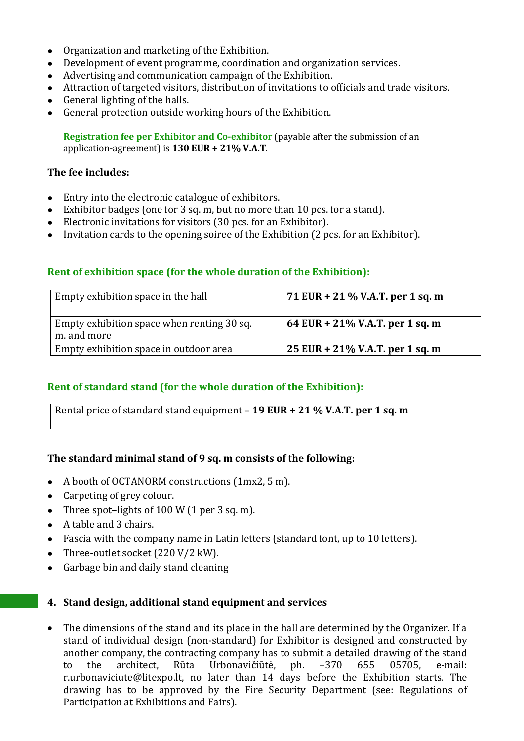- Organization and marketing of the Exhibition.
- Development of event programme, coordination and organization services.
- Advertising and communication campaign of the Exhibition.
- Attraction of targeted visitors, distribution of invitations to officials and trade visitors.
- General lighting of the halls.
- General protection outside working hours of the Exhibition.

**Registration fee per Exhibitor and Co-exhibitor** (payable after the submission of an application-agreement) is **130 EUR + 21% V.A.T**.

**The fee includes:**

- Entry into the electronic catalogue of exhibitors.
- Exhibitor badges (one for 3 sq. m, but no more than 10 pcs. for a stand).
- Electronic invitations for visitors (30 pcs. for an Exhibitor).
- Invitation cards to the opening soiree of the Exhibition (2 pcs. for an Exhibitor).

### Rent of exhibition space (for the whole duration of the Exhibition):

| | |
|---|---|
| Empty exhibition space in the hall | **71 EUR + 21 % V.A.T. per 1 sq. m** |
| Empty exhibition space when renting 30 sq. m. and more | **64 EUR + 21% V.A.T. per 1 sq. m** |
| Empty exhibition space in outdoor area | **25 EUR + 21% V.A.T. per 1 sq. m** |

### Rent of standard stand (for the whole duration of the Exhibition):

| |
|---|
| Rental price of standard stand equipment – **19 EUR + 21 % V.A.T. per 1 sq. m** |

**The standard minimal stand of 9 sq. m consists of the following:**

- A booth of OCTANORM constructions (1mx2, 5 m).
- Carpeting of grey colour.
- Three spot–lights of 100 W (1 per 3 sq. m).
- A table and 3 chairs.
- Fascia with the company name in Latin letters (standard font, up to 10 letters).
- Three-outlet socket (220 V/2 kW).
- Garbage bin and daily stand cleaning

## 4. Stand design, additional stand equipment and services

- The dimensions of the stand and its place in the hall are determined by the Organizer. If a stand of individual design (non-standard) for Exhibitor is designed and constructed by another company, the contracting company has to submit a detailed drawing of the stand to the architect, Rūta Urbonavičiūtė, ph. +370 655 05705, e-mail: r.urbonaviciute@litexpo.lt, no later than 14 days before the Exhibition starts. The drawing has to be approved by the Fire Security Department (see: Regulations of Participation at Exhibitions and Fairs).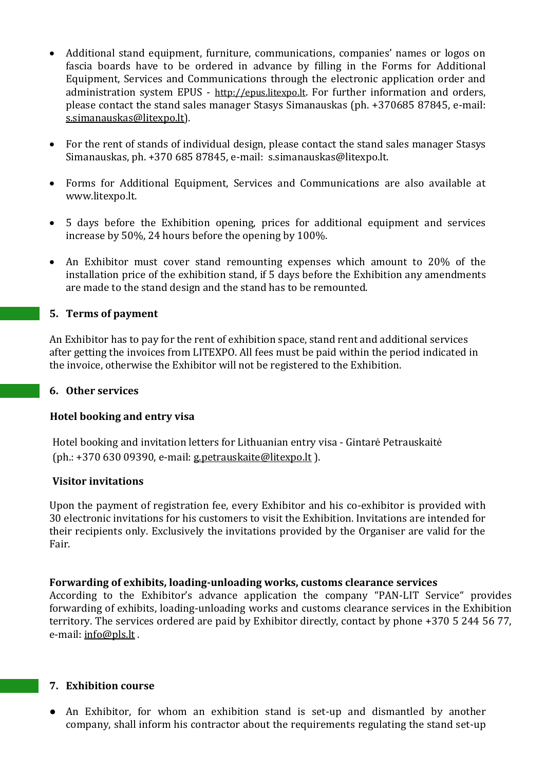- Additional stand equipment, furniture, communications, companies' names or logos on fascia boards have to be ordered in advance by filling in the Forms for Additional Equipment, Services and Communications through the electronic application order and administration system EPUS - http://epus.litexpo.lt. For further information and orders, please contact the stand sales manager Stasys Simanauskas (ph. +370685 87845, e-mail: s.simanauskas@litexpo.lt).

- For the rent of stands of individual design, please contact the stand sales manager Stasys Simanauskas, ph. +370 685 87845, e-mail: s.simanauskas@litexpo.lt.

- Forms for Additional Equipment, Services and Communications are also available at www.litexpo.lt.

- 5 days before the Exhibition opening, prices for additional equipment and services increase by 50%, 24 hours before the opening by 100%.

- An Exhibitor must cover stand remounting expenses which amount to 20% of the installation price of the exhibition stand, if 5 days before the Exhibition any amendments are made to the stand design and the stand has to be remounted.

## 5. Terms of payment

An Exhibitor has to pay for the rent of exhibition space, stand rent and additional services after getting the invoices from LITEXPO. All fees must be paid within the period indicated in the invoice, otherwise the Exhibitor will not be registered to the Exhibition.

## 6. Other services

### Hotel booking and entry visa

Hotel booking and invitation letters for Lithuanian entry visa - Gintarė Petrauskaitė (ph.: +370 630 09390, e-mail: g.petrauskaite@litexpo.lt ).

### Visitor invitations

Upon the payment of registration fee, every Exhibitor and his co-exhibitor is provided with 30 electronic invitations for his customers to visit the Exhibition. Invitations are intended for their recipients only. Exclusively the invitations provided by the Organiser are valid for the Fair.

### Forwarding of exhibits, loading-unloading works, customs clearance services

According to the Exhibitor's advance application the company "PAN-LIT Service" provides forwarding of exhibits, loading-unloading works and customs clearance services in the Exhibition territory. The services ordered are paid by Exhibitor directly, contact by phone +370 5 244 56 77, e-mail: info@pls.lt .

## 7. Exhibition course

- An Exhibitor, for whom an exhibition stand is set-up and dismantled by another company, shall inform his contractor about the requirements regulating the stand set-up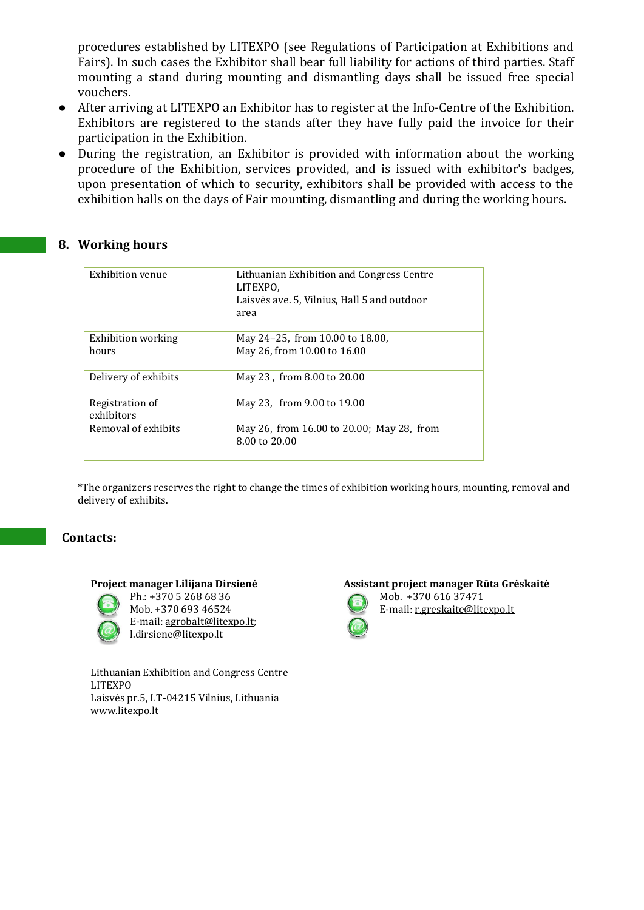procedures established by LITEXPO (see Regulations of Participation at Exhibitions and Fairs). In such cases the Exhibitor shall bear full liability for actions of third parties. Staff mounting a stand during mounting and dismantling days shall be issued free special vouchers.

- After arriving at LITEXPO an Exhibitor has to register at the Info-Centre of the Exhibition. Exhibitors are registered to the stands after they have fully paid the invoice for their participation in the Exhibition.
- During the registration, an Exhibitor is provided with information about the working procedure of the Exhibition, services provided, and is issued with exhibitor's badges, upon presentation of which to security, exhibitors shall be provided with access to the exhibition halls on the days of Fair mounting, dismantling and during the working hours.

## 8. Working hours

| | |
|---|---|
| Exhibition venue | Lithuanian Exhibition and Congress Centre LITEXPO, Laisvės ave. 5, Vilnius, Hall 5 and outdoor area |
| Exhibition working hours | May 24–25, from 10.00 to 18.00, May 26, from 10.00 to 16.00 |
| Delivery of exhibits | May 23 , from 8.00 to 20.00 |
| Registration of exhibitors | May 23, from 9.00 to 19.00 |
| Removal of exhibits | May 26, from 16.00 to 20.00; May 28, from 8.00 to 20.00 |

*The organizers reserves the right to change the times of exhibition working hours, mounting, removal and delivery of exhibits.

## Contacts:

**Project manager Lilijana Dirsienė**
Ph.: +370 5 268 68 36
Mob. +370 693 46524
E-mail: agrobalt@litexpo.lt; l.dirsiene@litexpo.lt

**Assistant project manager Rūta Grėskaitė**
Mob. +370 616 37471
E-mail: r.greskaite@litexpo.lt

Lithuanian Exhibition and Congress Centre LITEXPO
Laisvės pr.5, LT-04215 Vilnius, Lithuania
www.litexpo.lt